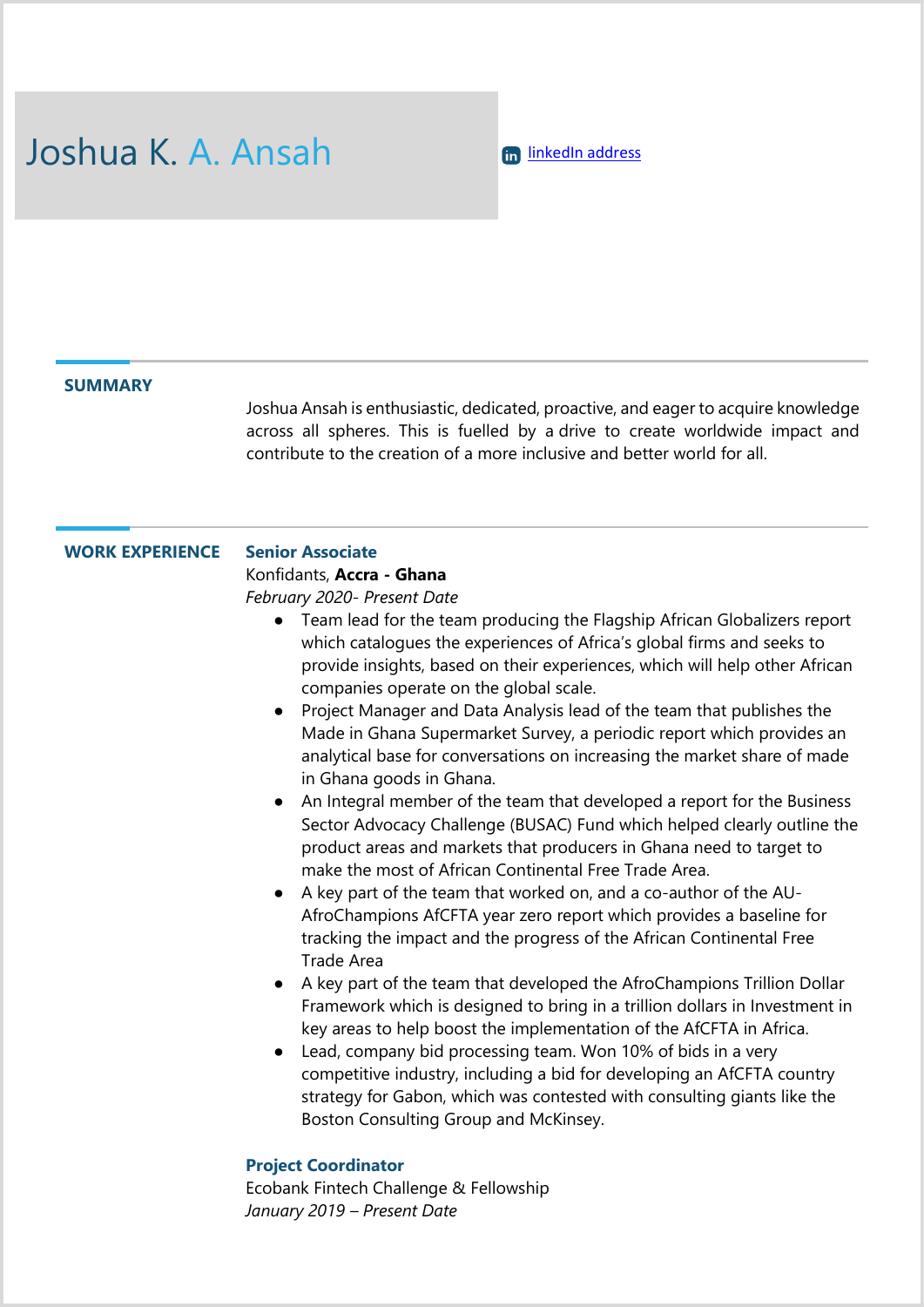# Joshua K. A. Ansah

[linkedIn address]

## SUMMARY

Joshua Ansah is enthusiastic, dedicated, proactive, and eager to acquire knowledge across all spheres. This is fuelled by a drive to create worldwide impact and contribute to the creation of a more inclusive and better world for all.

## WORK EXPERIENCE

### Senior Associate

Konfidants, **Accra - Ghana**

*February 2020- Present Date*

- Team lead for the team producing the Flagship African Globalizers report which catalogues the experiences of Africa's global firms and seeks to provide insights, based on their experiences, which will help other African companies operate on the global scale.
- Project Manager and Data Analysis lead of the team that publishes the Made in Ghana Supermarket Survey, a periodic report which provides an analytical base for conversations on increasing the market share of made in Ghana goods in Ghana.
- An Integral member of the team that developed a report for the Business Sector Advocacy Challenge (BUSAC) Fund which helped clearly outline the product areas and markets that producers in Ghana need to target to make the most of African Continental Free Trade Area.
- A key part of the team that worked on, and a co-author of the AU-AfroChampions AfCFTA year zero report which provides a baseline for tracking the impact and the progress of the African Continental Free Trade Area
- A key part of the team that developed the AfroChampions Trillion Dollar Framework which is designed to bring in a trillion dollars in Investment in key areas to help boost the implementation of the AfCFTA in Africa.
- Lead, company bid processing team. Won 10% of bids in a very competitive industry, including a bid for developing an AfCFTA country strategy for Gabon, which was contested with consulting giants like the Boston Consulting Group and McKinsey.

### Project Coordinator

Ecobank Fintech Challenge & Fellowship

*January 2019 – Present Date*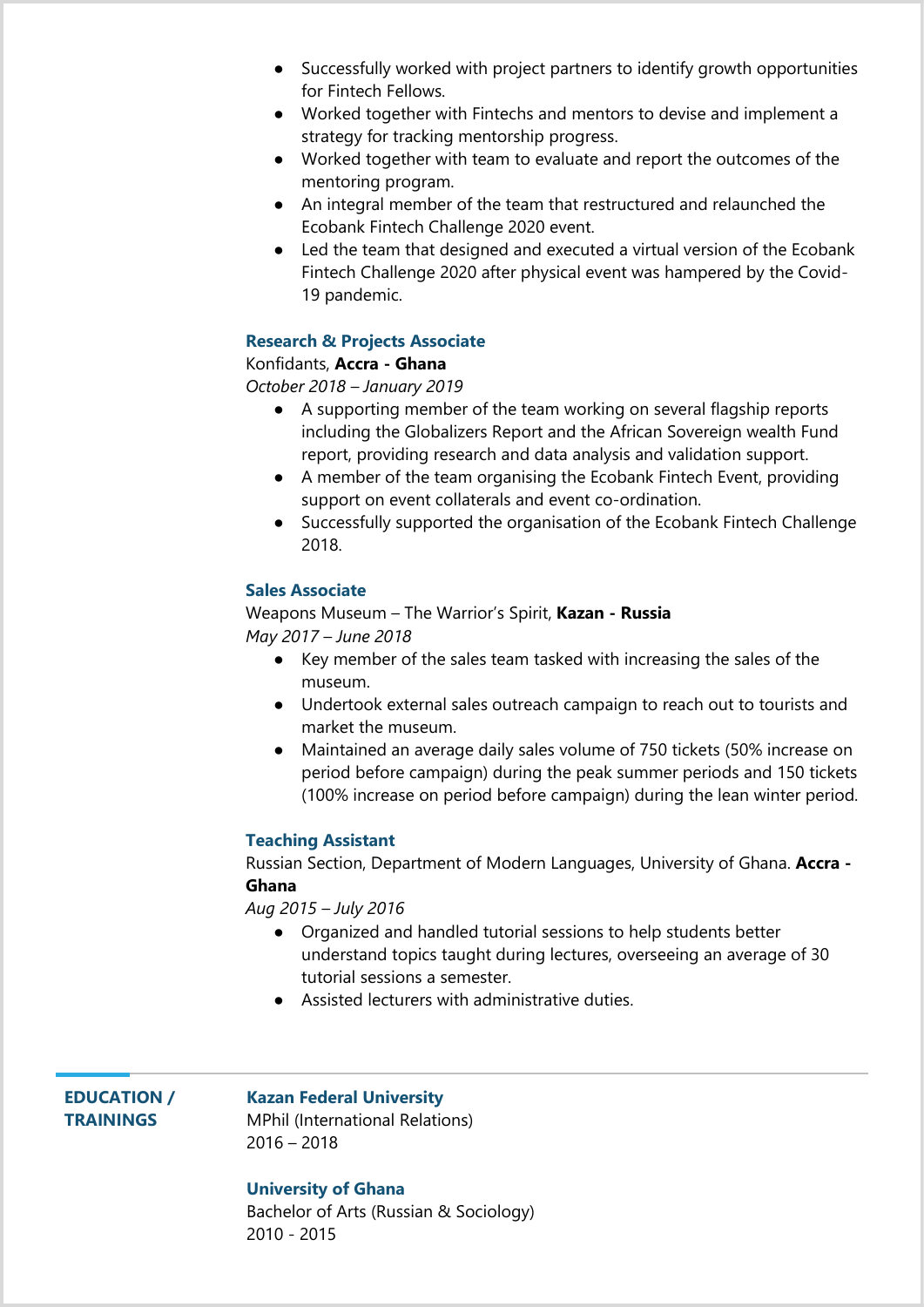- Successfully worked with project partners to identify growth opportunities for Fintech Fellows.
- Worked together with Fintechs and mentors to devise and implement a strategy for tracking mentorship progress.
- Worked together with team to evaluate and report the outcomes of the mentoring program.
- An integral member of the team that restructured and relaunched the Ecobank Fintech Challenge 2020 event.
- Led the team that designed and executed a virtual version of the Ecobank Fintech Challenge 2020 after physical event was hampered by the Covid-19 pandemic.

### Research & Projects Associate

Konfidants, **Accra - Ghana**

*October 2018 – January 2019*

- A supporting member of the team working on several flagship reports including the Globalizers Report and the African Sovereign wealth Fund report, providing research and data analysis and validation support.
- A member of the team organising the Ecobank Fintech Event, providing support on event collaterals and event co-ordination.
- Successfully supported the organisation of the Ecobank Fintech Challenge 2018.

### Sales Associate

Weapons Museum – The Warrior's Spirit, **Kazan - Russia**

*May 2017 – June 2018*

- Key member of the sales team tasked with increasing the sales of the museum.
- Undertook external sales outreach campaign to reach out to tourists and market the museum.
- Maintained an average daily sales volume of 750 tickets (50% increase on period before campaign) during the peak summer periods and 150 tickets (100% increase on period before campaign) during the lean winter period.

### Teaching Assistant

Russian Section, Department of Modern Languages, University of Ghana. **Accra - Ghana**

*Aug 2015 – July 2016*

- Organized and handled tutorial sessions to help students better understand topics taught during lectures, overseeing an average of 30 tutorial sessions a semester.
- Assisted lecturers with administrative duties.

## EDUCATION / TRAININGS

### Kazan Federal University

MPhil (International Relations)

2016 – 2018

### University of Ghana

Bachelor of Arts (Russian & Sociology)

2010 - 2015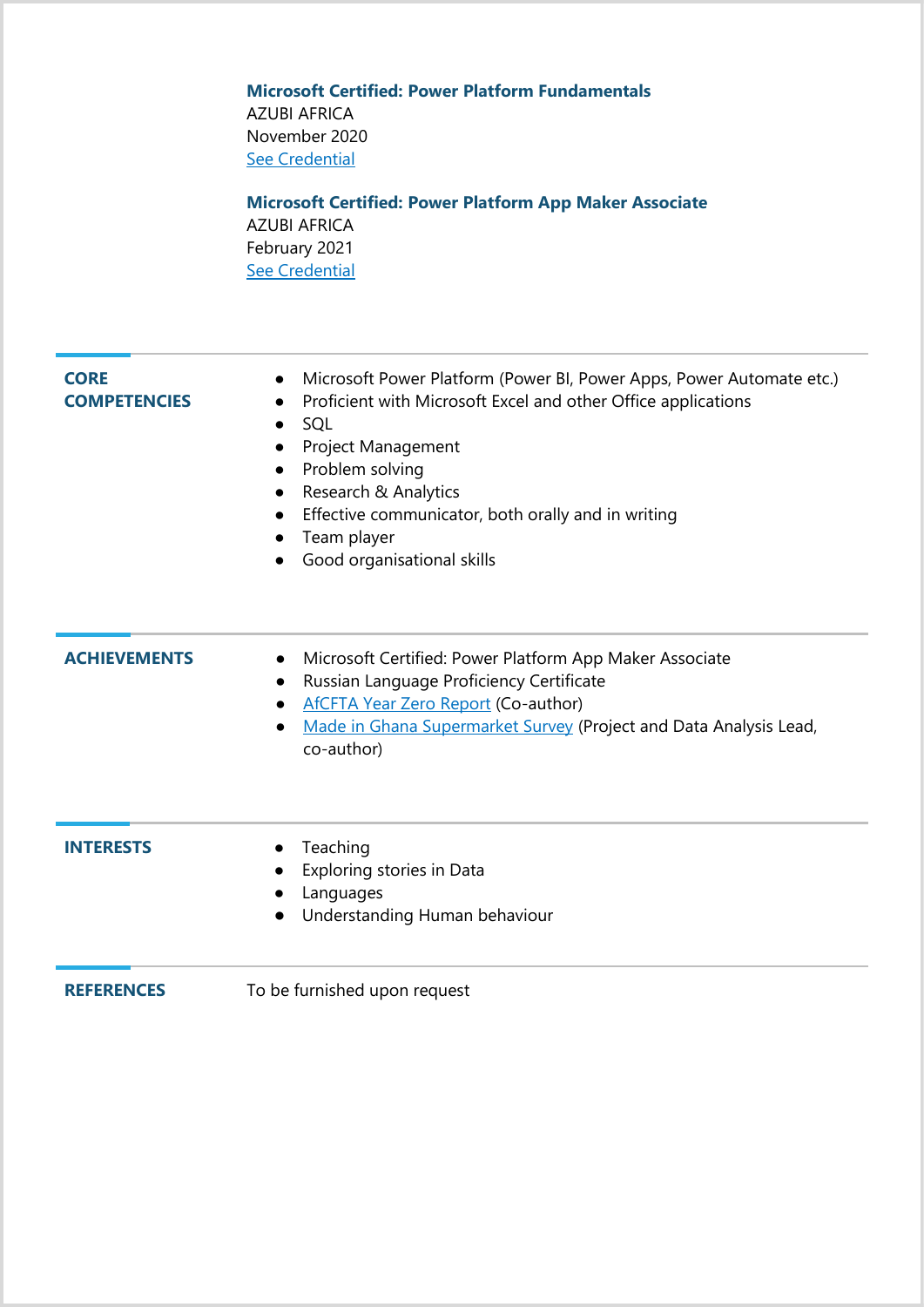**Microsoft Certified: Power Platform Fundamentals**
AZUBI AFRICA
November 2020
[See Credential]

**Microsoft Certified: Power Platform App Maker Associate**
AZUBI AFRICA
February 2021
[See Credential]

## CORE COMPETENCIES

- Microsoft Power Platform (Power BI, Power Apps, Power Automate etc.)
- Proficient with Microsoft Excel and other Office applications
- SQL
- Project Management
- Problem solving
- Research & Analytics
- Effective communicator, both orally and in writing
- Team player
- Good organisational skills

## ACHIEVEMENTS

- Microsoft Certified: Power Platform App Maker Associate
- Russian Language Proficiency Certificate
- AfCFTA Year Zero Report (Co-author)
- Made in Ghana Supermarket Survey (Project and Data Analysis Lead, co-author)

## INTERESTS

- Teaching
- Exploring stories in Data
- Languages
- Understanding Human behaviour

## REFERENCES

To be furnished upon request